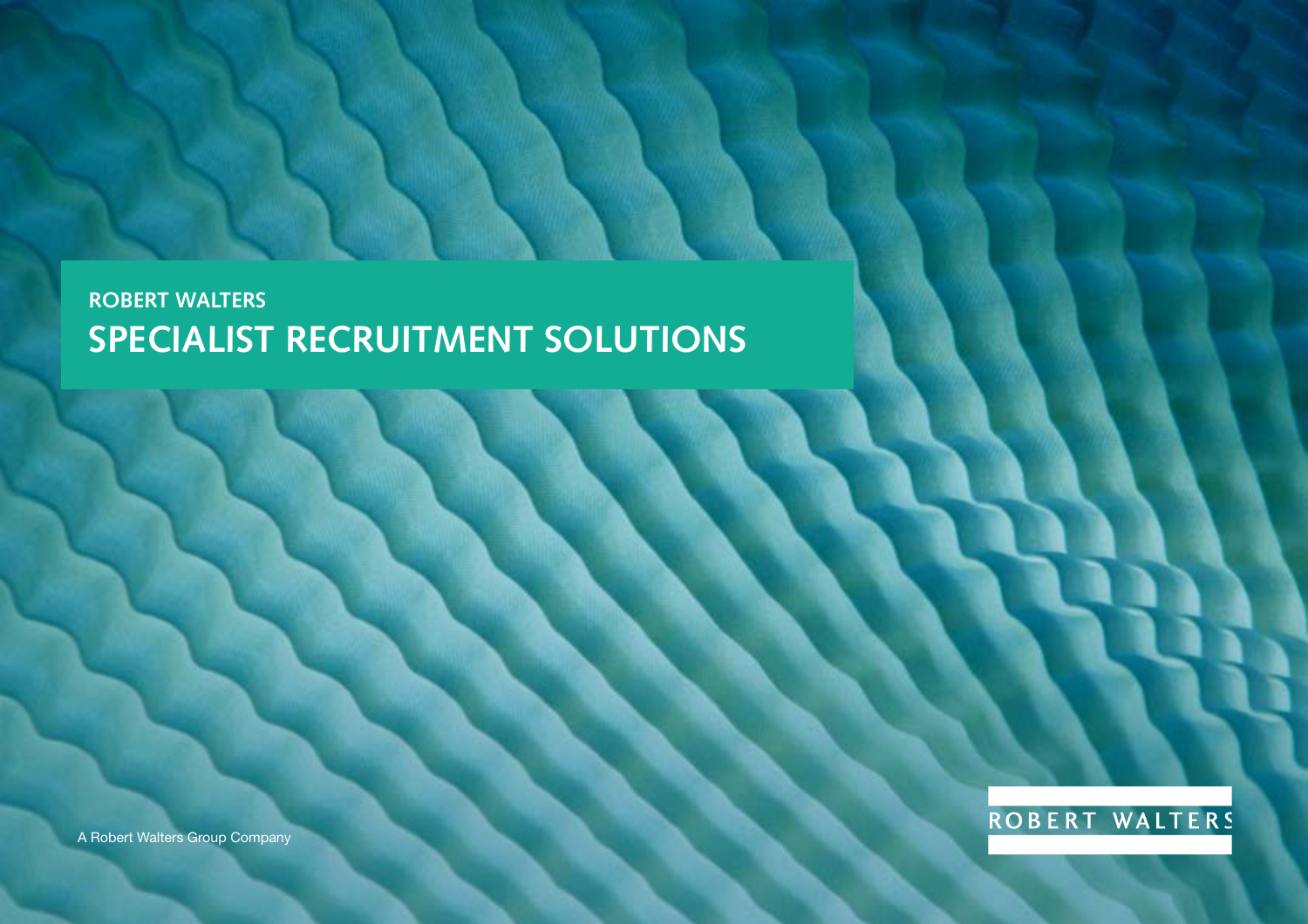ROBERT WALTERS

# SPECIALIST RECRUITMENT SOLUTIONS

A Robert Walters Group Company

ROBERT WALTERS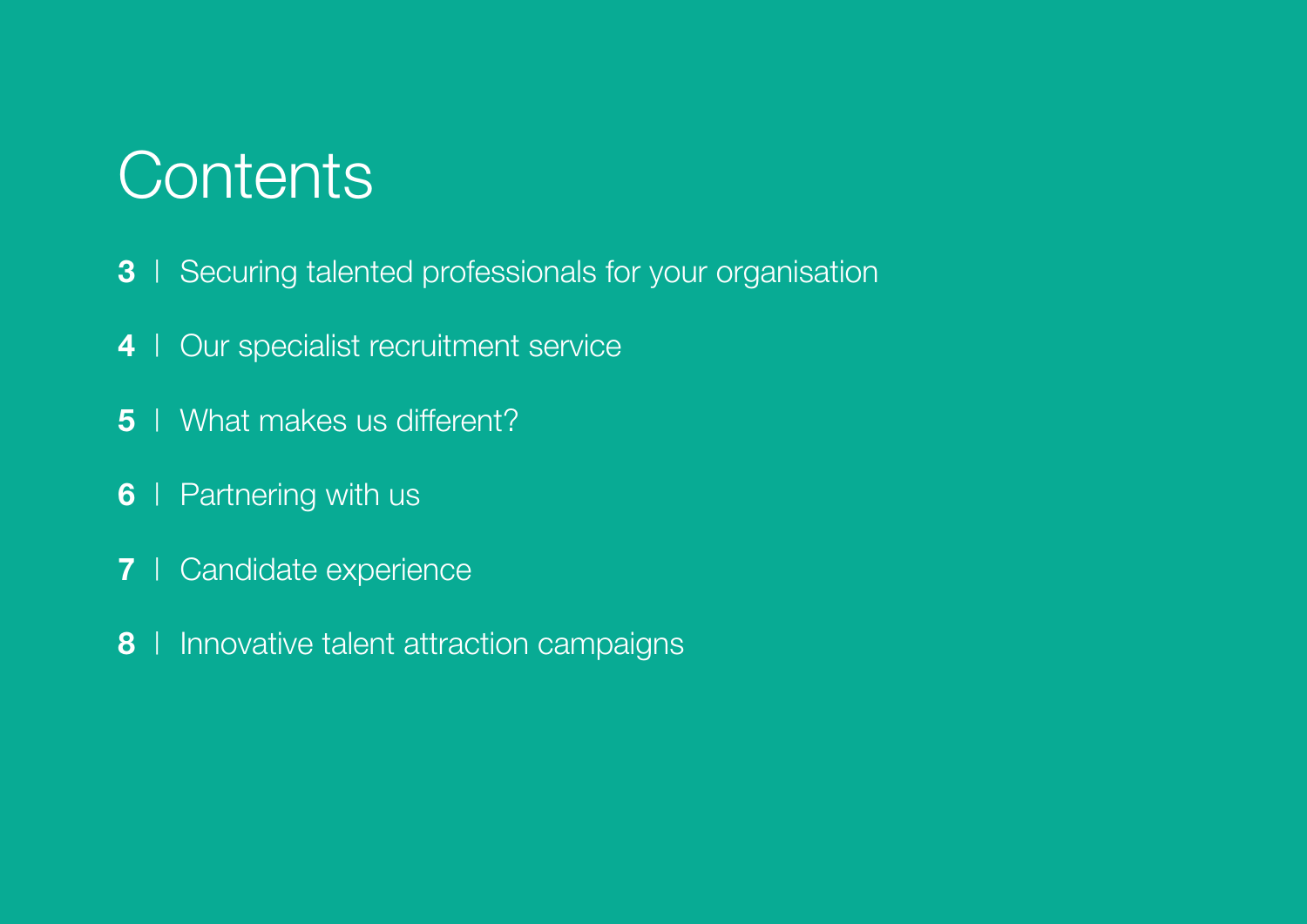# Contents

**3** | Securing talented professionals for your organisation

**4** | Our specialist recruitment service

**5** | What makes us different?

**6** | Partnering with us

**7** | Candidate experience

**8** | Innovative talent attraction campaigns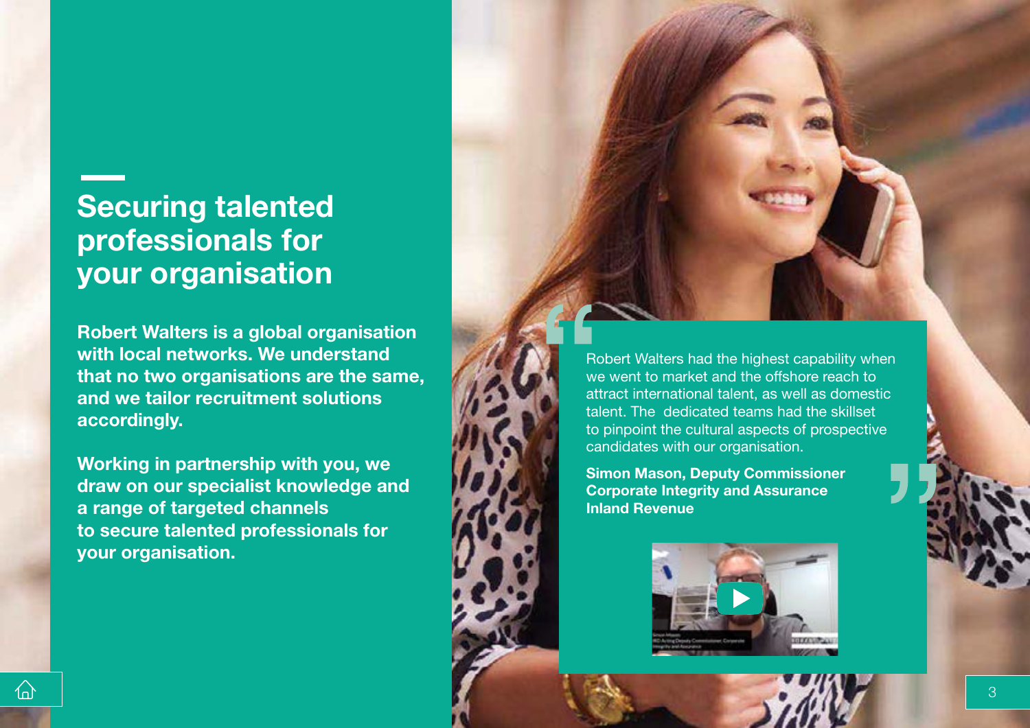# Securing talented professionals for your organisation

**Robert Walters is a global organisation with local networks. We understand that no two organisations are the same, and we tailor recruitment solutions accordingly.**

**Working in partnership with you, we draw on our specialist knowledge and a range of targeted channels to secure talented professionals for your organisation.**

> Robert Walters had the highest capability when we went to market and the offshore reach to attract international talent, as well as domestic talent. The dedicated teams had the skillset to pinpoint the cultural aspects of prospective candidates with our organisation.
>
> **Simon Mason, Deputy Commissioner Corporate Integrity and Assurance Inland Revenue**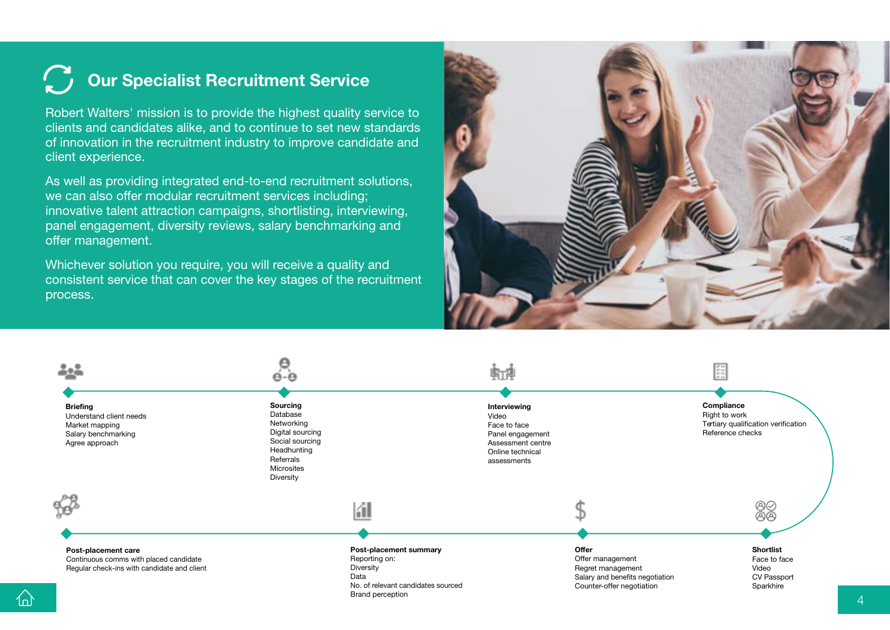## Our Specialist Recruitment Service

Robert Walters' mission is to provide the highest quality service to clients and candidates alike, and to continue to set new standards of innovation in the recruitment industry to improve candidate and client experience.

As well as providing integrated end-to-end recruitment solutions, we can also offer modular recruitment services including; innovative talent attraction campaigns, shortlisting, interviewing, panel engagement, diversity reviews, salary benchmarking and offer management.

Whichever solution you require, you will receive a quality and consistent service that can cover the key stages of the recruitment process.

**Briefing**
Understand client needs
Market mapping
Salary benchmarking
Agree approach

**Sourcing**
Database
Networking
Digital sourcing
Social sourcing
Headhunting
Referrals
Microsites
Diversity

**Interviewing**
Video
Face to face
Panel engagement
Assessment centre
Online technical assessments

**Compliance**
Right to work
Tertiary qualification verification
Reference checks

**Shortlist**
Face to face
Video
CV Passport
Sparkhire

**Offer**
Offer management
Regret management
Salary and benefits negotiation
Counter-offer negotiation

**Post-placement summary**
Reporting on:
Diversity
Data
No. of relevant candidates sourced
Brand perception

**Post-placement care**
Continuous comms with placed candidate
Regular check-ins with candidate and client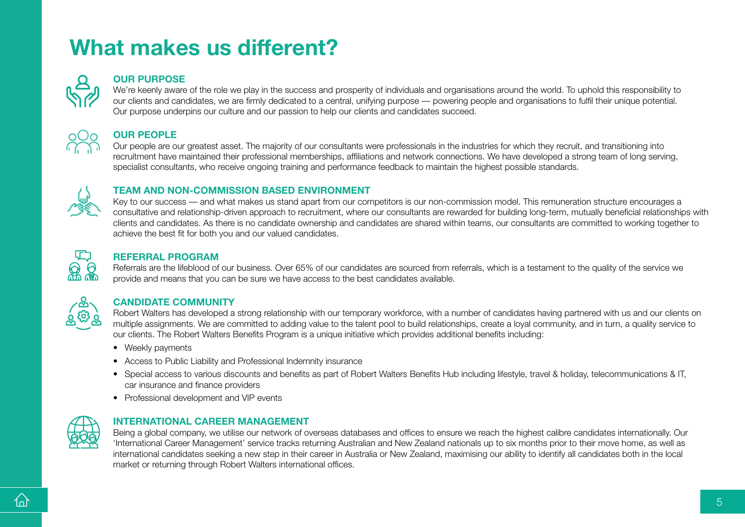# What makes us different?

## OUR PURPOSE

We're keenly aware of the role we play in the success and prosperity of individuals and organisations around the world. To uphold this responsibility to our clients and candidates, we are firmly dedicated to a central, unifying purpose — powering people and organisations to fulfil their unique potential. Our purpose underpins our culture and our passion to help our clients and candidates succeed.

## OUR PEOPLE

Our people are our greatest asset. The majority of our consultants were professionals in the industries for which they recruit, and transitioning into recruitment have maintained their professional memberships, affiliations and network connections. We have developed a strong team of long serving, specialist consultants, who receive ongoing training and performance feedback to maintain the highest possible standards.

## TEAM AND NON-COMMISSION BASED ENVIRONMENT

Key to our success — and what makes us stand apart from our competitors is our non-commission model. This remuneration structure encourages a consultative and relationship-driven approach to recruitment, where our consultants are rewarded for building long-term, mutually beneficial relationships with clients and candidates. As there is no candidate ownership and candidates are shared within teams, our consultants are committed to working together to achieve the best fit for both you and our valued candidates.

## REFERRAL PROGRAM

Referrals are the lifeblood of our business. Over 65% of our candidates are sourced from referrals, which is a testament to the quality of the service we provide and means that you can be sure we have access to the best candidates available.

## CANDIDATE COMMUNITY

Robert Walters has developed a strong relationship with our temporary workforce, with a number of candidates having partnered with us and our clients on multiple assignments. We are committed to adding value to the talent pool to build relationships, create a loyal community, and in turn, a quality service to our clients. The Robert Walters Benefits Program is a unique initiative which provides additional benefits including:

- Weekly payments
- Access to Public Liability and Professional Indemnity insurance
- Special access to various discounts and benefits as part of Robert Walters Benefits Hub including lifestyle, travel & holiday, telecommunications & IT, car insurance and finance providers
- Professional development and VIP events

## INTERNATIONAL CAREER MANAGEMENT

Being a global company, we utilise our network of overseas databases and offices to ensure we reach the highest calibre candidates internationally. Our 'International Career Management' service tracks returning Australian and New Zealand nationals up to six months prior to their move home, as well as international candidates seeking a new step in their career in Australia or New Zealand, maximising our ability to identify all candidates both in the local market or returning through Robert Walters international offices.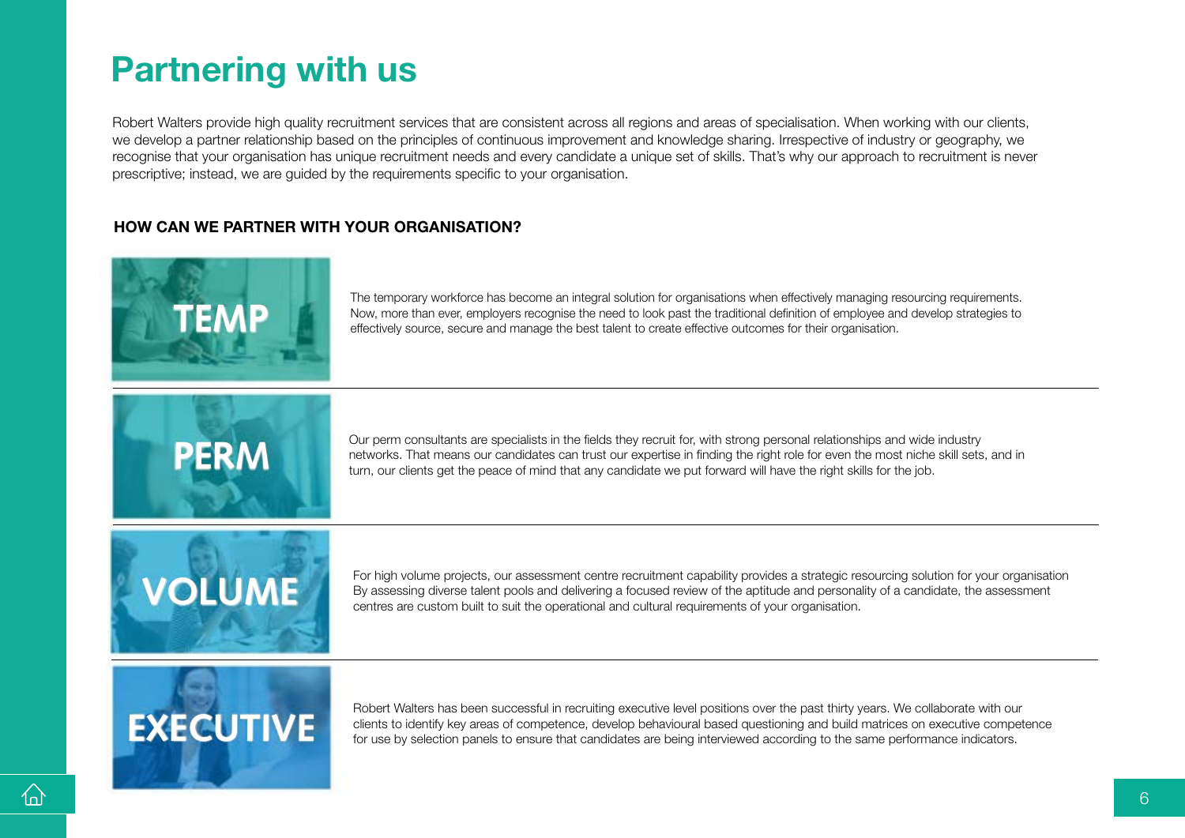# Partnering with us

Robert Walters provide high quality recruitment services that are consistent across all regions and areas of specialisation. When working with our clients, we develop a partner relationship based on the principles of continuous improvement and knowledge sharing. Irrespective of industry or geography, we recognise that your organisation has unique recruitment needs and every candidate a unique set of skills. That's why our approach to recruitment is never prescriptive; instead, we are guided by the requirements specific to your organisation.

## HOW CAN WE PARTNER WITH YOUR ORGANISATION?

### TEMP

The temporary workforce has become an integral solution for organisations when effectively managing resourcing requirements. Now, more than ever, employers recognise the need to look past the traditional definition of employee and develop strategies to effectively source, secure and manage the best talent to create effective outcomes for their organisation.

### PERM

Our perm consultants are specialists in the fields they recruit for, with strong personal relationships and wide industry networks. That means our candidates can trust our expertise in finding the right role for even the most niche skill sets, and in turn, our clients get the peace of mind that any candidate we put forward will have the right skills for the job.

### VOLUME

For high volume projects, our assessment centre recruitment capability provides a strategic resourcing solution for your organisation By assessing diverse talent pools and delivering a focused review of the aptitude and personality of a candidate, the assessment centres are custom built to suit the operational and cultural requirements of your organisation.

### EXECUTIVE

Robert Walters has been successful in recruiting executive level positions over the past thirty years. We collaborate with our clients to identify key areas of competence, develop behavioural based questioning and build matrices on executive competence for use by selection panels to ensure that candidates are being interviewed according to the same performance indicators.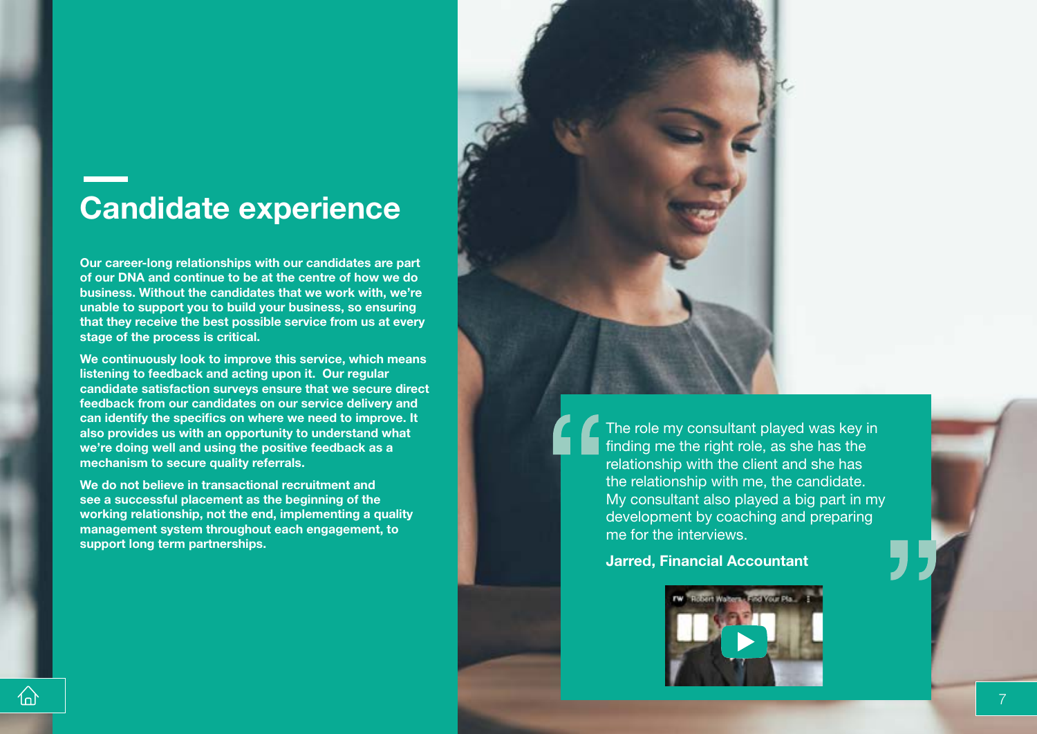# Candidate experience

**Our career-long relationships with our candidates are part of our DNA and continue to be at the centre of how we do business. Without the candidates that we work with, we're unable to support you to build your business, so ensuring that they receive the best possible service from us at every stage of the process is critical.**

**We continuously look to improve this service, which means listening to feedback and acting upon it. Our regular candidate satisfaction surveys ensure that we secure direct feedback from our candidates on our service delivery and can identify the specifics on where we need to improve. It also provides us with an opportunity to understand what we're doing well and using the positive feedback as a mechanism to secure quality referrals.**

**We do not believe in transactional recruitment and see a successful placement as the beginning of the working relationship, not the end, implementing a quality management system throughout each engagement, to support long term partnerships.**

> "The role my consultant played was key in finding me the right role, as she has the relationship with the client and she has the relationship with me, the candidate. My consultant also played a big part in my development by coaching and preparing me for the interviews."
>
> **Jarred, Financial Accountant**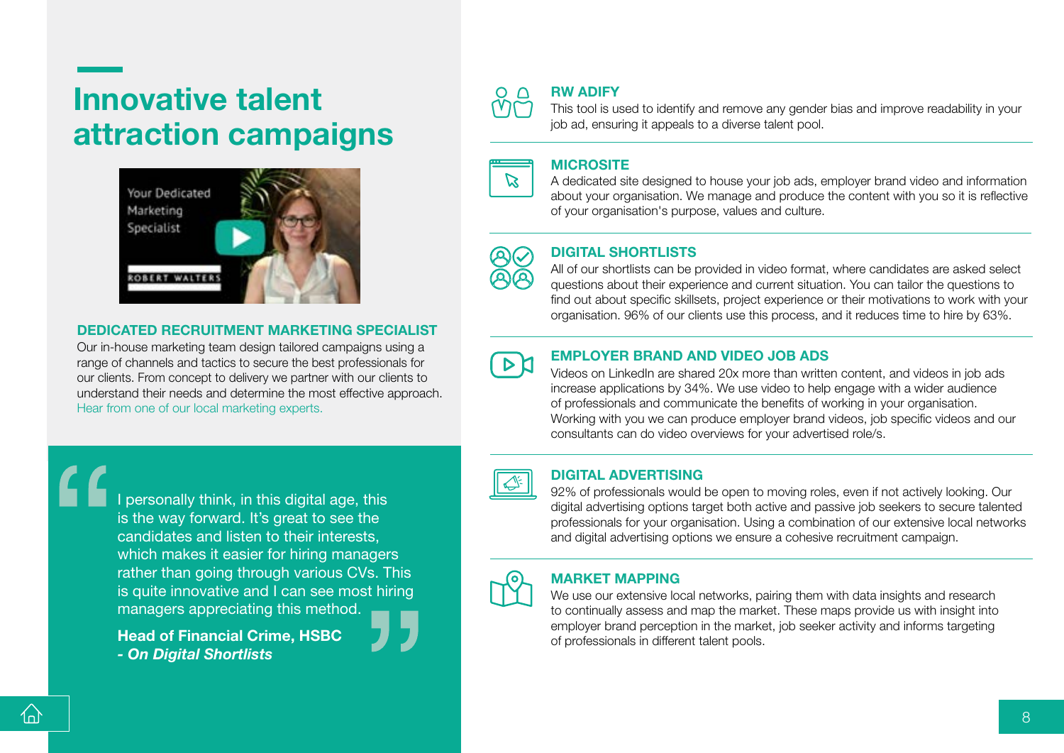# Innovative talent attraction campaigns

### DEDICATED RECRUITMENT MARKETING SPECIALIST

Our in-house marketing team design tailored campaigns using a range of channels and tactics to secure the best professionals for our clients. From concept to delivery we partner with our clients to understand their needs and determine the most effective approach. Hear from one of our local marketing experts.

> I personally think, in this digital age, this is the way forward. It's great to see the candidates and listen to their interests, which makes it easier for hiring managers rather than going through various CVs. This is quite innovative and I can see most hiring managers appreciating this method.
>
> **Head of Financial Crime, HSBC**
> ***- On Digital Shortlists***

### RW ADIFY

This tool is used to identify and remove any gender bias and improve readability in your job ad, ensuring it appeals to a diverse talent pool.

### MICROSITE

A dedicated site designed to house your job ads, employer brand video and information about your organisation. We manage and produce the content with you so it is reflective of your organisation's purpose, values and culture.

### DIGITAL SHORTLISTS

All of our shortlists can be provided in video format, where candidates are asked select questions about their experience and current situation. You can tailor the questions to find out about specific skillsets, project experience or their motivations to work with your organisation. 96% of our clients use this process, and it reduces time to hire by 63%.

### EMPLOYER BRAND AND VIDEO JOB ADS

Videos on LinkedIn are shared 20x more than written content, and videos in job ads increase applications by 34%. We use video to help engage with a wider audience of professionals and communicate the benefits of working in your organisation. Working with you we can produce employer brand videos, job specific videos and our consultants can do video overviews for your advertised role/s.

### DIGITAL ADVERTISING

92% of professionals would be open to moving roles, even if not actively looking. Our digital advertising options target both active and passive job seekers to secure talented professionals for your organisation. Using a combination of our extensive local networks and digital advertising options we ensure a cohesive recruitment campaign.

### MARKET MAPPING

We use our extensive local networks, pairing them with data insights and research to continually assess and map the market. These maps provide us with insight into employer brand perception in the market, job seeker activity and informs targeting of professionals in different talent pools.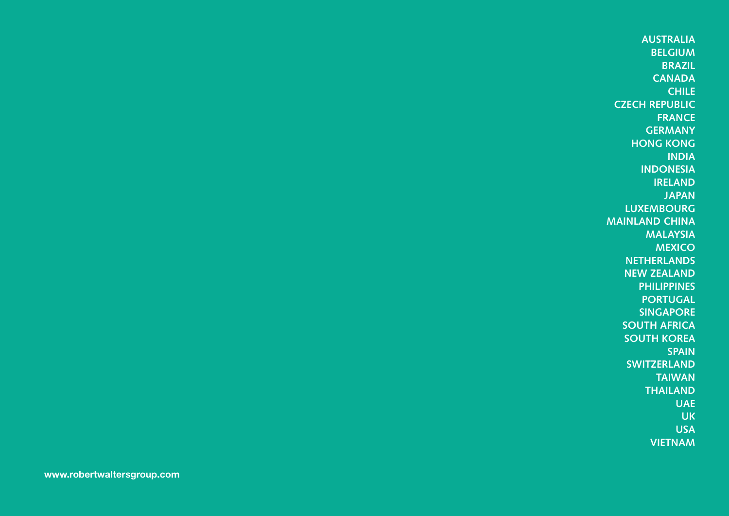AUSTRALIA
BELGIUM
BRAZIL
CANADA
CHILE
CZECH REPUBLIC
FRANCE
GERMANY
HONG KONG
INDIA
INDONESIA
IRELAND
JAPAN
LUXEMBOURG
MAINLAND CHINA
MALAYSIA
MEXICO
NETHERLANDS
NEW ZEALAND
PHILIPPINES
PORTUGAL
SINGAPORE
SOUTH AFRICA
SOUTH KOREA
SPAIN
SWITZERLAND
TAIWAN
THAILAND
UAE
UK
USA
VIETNAM

www.robertwaltersgroup.com